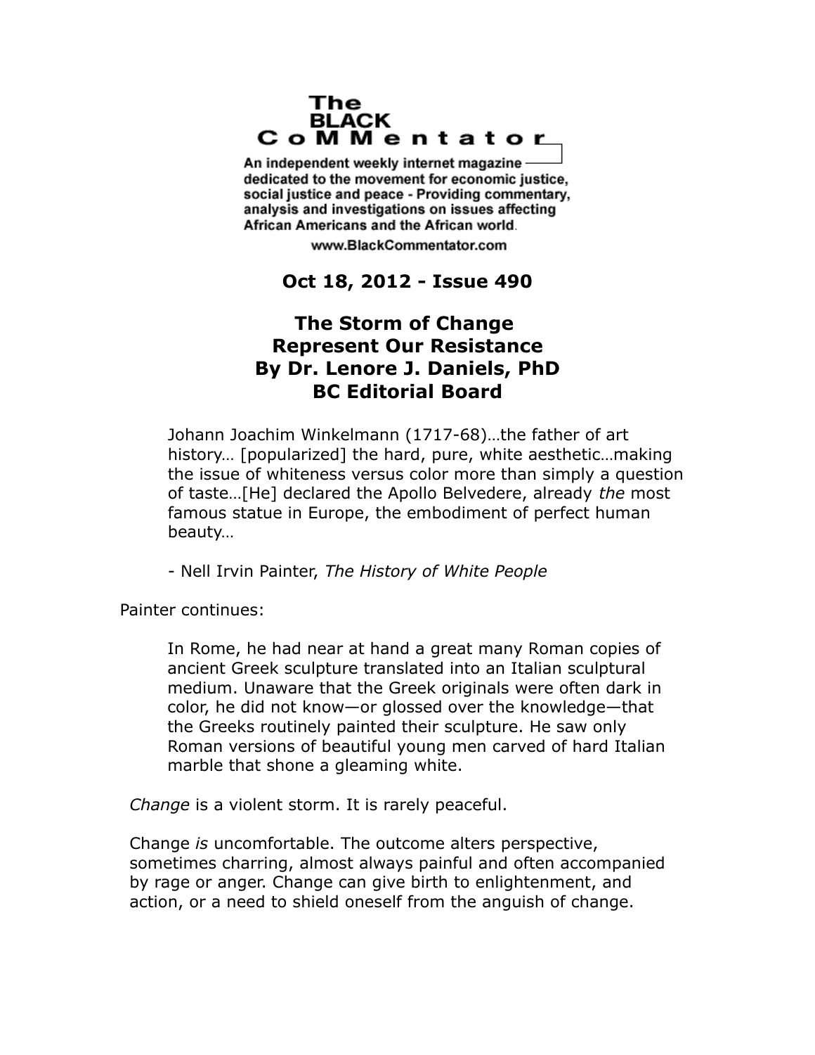The BLACK CoMMentator

An independent weekly internet magazine dedicated to the movement for economic justice, social justice and peace - Providing commentary, analysis and investigations on issues affecting African Americans and the African world.

www.BlackCommentator.com

**Oct 18, 2012 - Issue 490**

# The Storm of Change
# Represent Our Resistance
## By Dr. Lenore J. Daniels, PhD
## BC Editorial Board

> Johann Joachim Winkelmann (1717-68)…the father of art history… [popularized] the hard, pure, white aesthetic…making the issue of whiteness versus color more than simply a question of taste…[He] declared the Apollo Belvedere, already *the* most famous statue in Europe, the embodiment of perfect human beauty…
>
> - Nell Irvin Painter, *The History of White People*

Painter continues:

> In Rome, he had near at hand a great many Roman copies of ancient Greek sculpture translated into an Italian sculptural medium. Unaware that the Greek originals were often dark in color, he did not know—or glossed over the knowledge—that the Greeks routinely painted their sculpture. He saw only Roman versions of beautiful young men carved of hard Italian marble that shone a gleaming white.

*Change* is a violent storm. It is rarely peaceful.

Change *is* uncomfortable. The outcome alters perspective, sometimes charring, almost always painful and often accompanied by rage or anger. Change can give birth to enlightenment, and action, or a need to shield oneself from the anguish of change.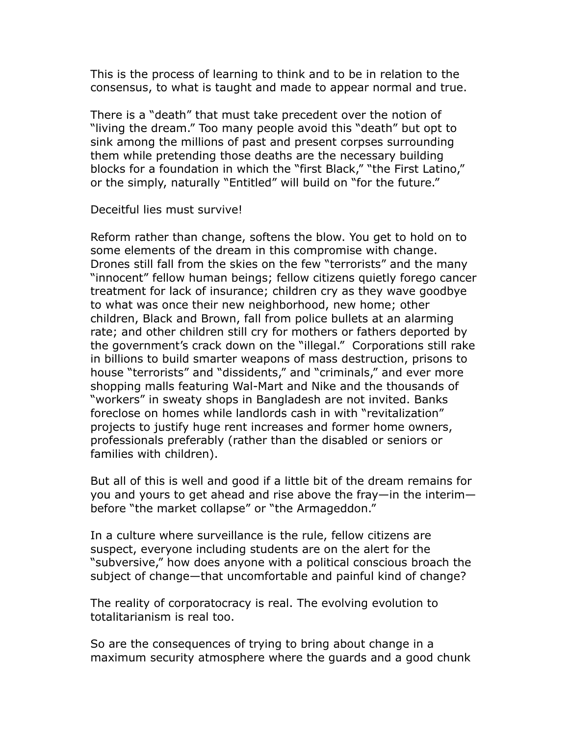This is the process of learning to think and to be in relation to the consensus, to what is taught and made to appear normal and true.

There is a "death" that must take precedent over the notion of "living the dream." Too many people avoid this "death" but opt to sink among the millions of past and present corpses surrounding them while pretending those deaths are the necessary building blocks for a foundation in which the "first Black," "the First Latino," or the simply, naturally "Entitled" will build on "for the future."

Deceitful lies must survive!

Reform rather than change, softens the blow. You get to hold on to some elements of the dream in this compromise with change. Drones still fall from the skies on the few "terrorists" and the many "innocent" fellow human beings; fellow citizens quietly forego cancer treatment for lack of insurance; children cry as they wave goodbye to what was once their new neighborhood, new home; other children, Black and Brown, fall from police bullets at an alarming rate; and other children still cry for mothers or fathers deported by the government's crack down on the "illegal." Corporations still rake in billions to build smarter weapons of mass destruction, prisons to house "terrorists" and "dissidents," and "criminals," and ever more shopping malls featuring Wal-Mart and Nike and the thousands of "workers" in sweaty shops in Bangladesh are not invited. Banks foreclose on homes while landlords cash in with "revitalization" projects to justify huge rent increases and former home owners, professionals preferably (rather than the disabled or seniors or families with children).

But all of this is well and good if a little bit of the dream remains for you and yours to get ahead and rise above the fray—in the interim—before "the market collapse" or "the Armageddon."

In a culture where surveillance is the rule, fellow citizens are suspect, everyone including students are on the alert for the "subversive," how does anyone with a political conscious broach the subject of change—that uncomfortable and painful kind of change?

The reality of corporatocracy is real. The evolving evolution to totalitarianism is real too.

So are the consequences of trying to bring about change in a maximum security atmosphere where the guards and a good chunk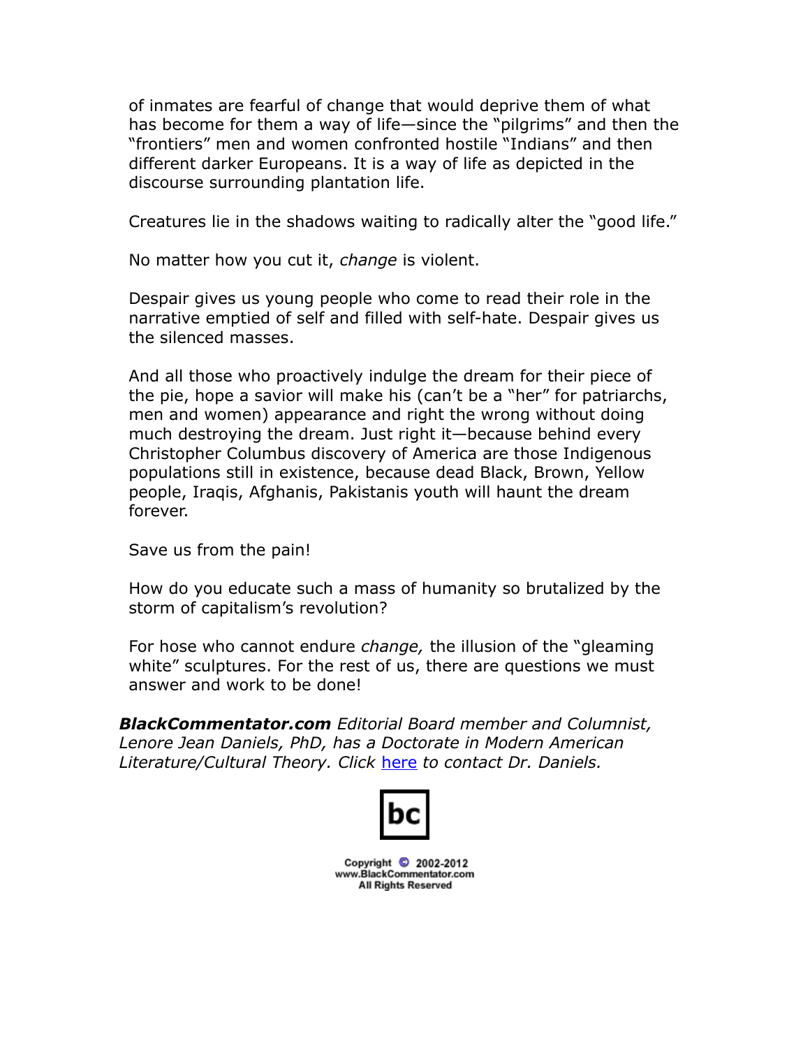of inmates are fearful of change that would deprive them of what has become for them a way of life—since the "pilgrims" and then the "frontiers" men and women confronted hostile "Indians" and then different darker Europeans. It is a way of life as depicted in the discourse surrounding plantation life.

Creatures lie in the shadows waiting to radically alter the "good life."

No matter how you cut it, *change* is violent.

Despair gives us young people who come to read their role in the narrative emptied of self and filled with self-hate. Despair gives us the silenced masses.

And all those who proactively indulge the dream for their piece of the pie, hope a savior will make his (can't be a "her" for patriarchs, men and women) appearance and right the wrong without doing much destroying the dream. Just right it—because behind every Christopher Columbus discovery of America are those Indigenous populations still in existence, because dead Black, Brown, Yellow people, Iraqis, Afghanis, Pakistanis youth will haunt the dream forever.

Save us from the pain!

How do you educate such a mass of humanity so brutalized by the storm of capitalism's revolution?

For hose who cannot endure *change,* the illusion of the "gleaming white" sculptures. For the rest of us, there are questions we must answer and work to be done!

***BlackCommentator.com** Editorial Board member and Columnist, Lenore Jean Daniels, PhD, has a Doctorate in Modern American Literature/Cultural Theory. Click* here *to contact Dr. Daniels.*

bc

Copyright © 2002-2012
www.BlackCommentator.com
All Rights Reserved